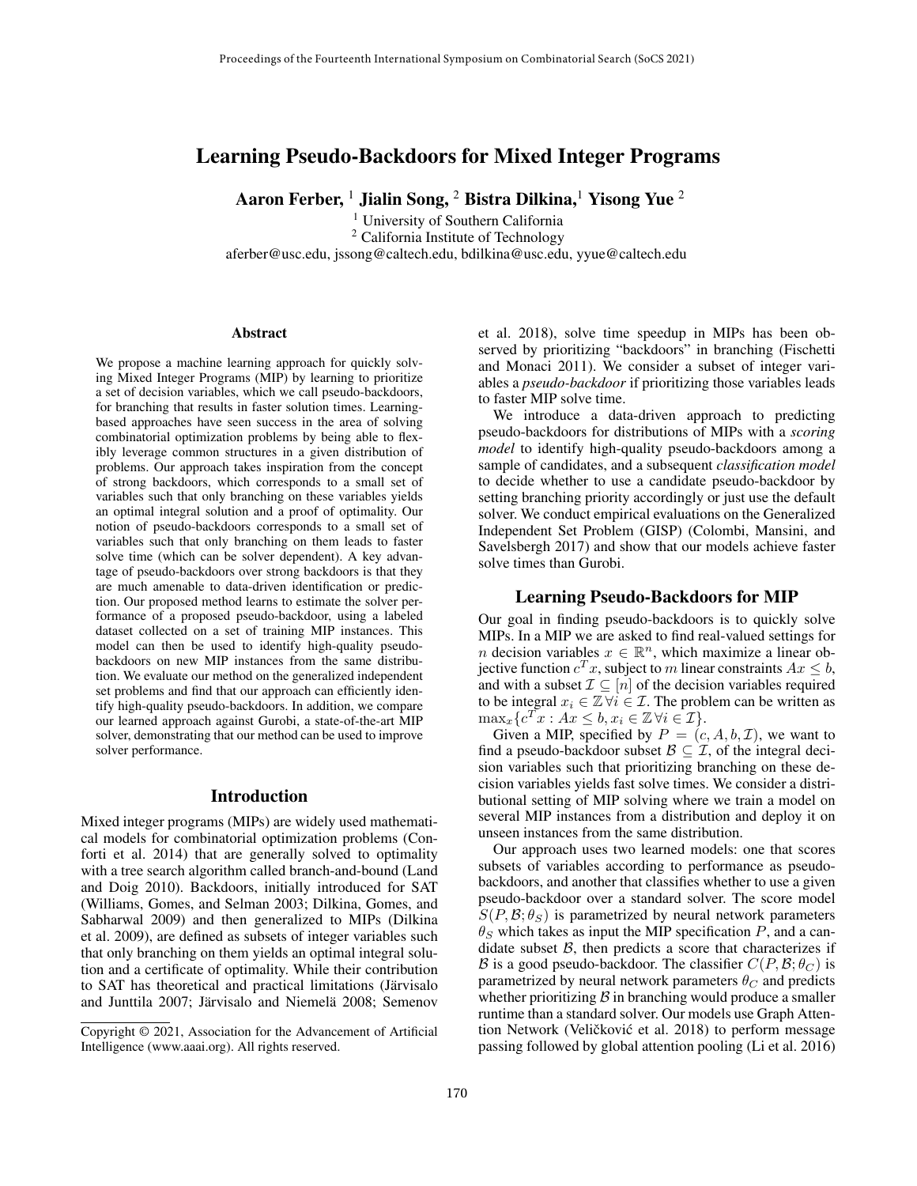# Learning Pseudo-Backdoors for Mixed Integer Programs

**Aaron Ferber,** [1] **Jialin Song,** [2] **Bistra Dilkina,**[1] **Yisong Yue** [2]

[1] University of Southern California
[2] California Institute of Technology
aferber@usc.edu, jssong@caltech.edu, bdilkina@usc.edu, yyue@caltech.edu

## Abstract

We propose a machine learning approach for quickly solving Mixed Integer Programs (MIP) by learning to prioritize a set of decision variables, which we call pseudo-backdoors, for branching that results in faster solution times. Learning-based approaches have seen success in the area of solving combinatorial optimization problems by being able to flexibly leverage common structures in a given distribution of problems. Our approach takes inspiration from the concept of strong backdoors, which corresponds to a small set of variables such that only branching on these variables yields an optimal integral solution and a proof of optimality. Our notion of pseudo-backdoors corresponds to a small set of variables such that only branching on them leads to faster solve time (which can be solver dependent). A key advantage of pseudo-backdoors over strong backdoors is that they are much amenable to data-driven identification or prediction. Our proposed method learns to estimate the solver performance of a proposed pseudo-backdoor, using a labeled dataset collected on a set of training MIP instances. This model can then be used to identify high-quality pseudo-backdoors on new MIP instances from the same distribution. We evaluate our method on the generalized independent set problems and find that our approach can efficiently identify high-quality pseudo-backdoors. In addition, we compare our learned approach against Gurobi, a state-of-the-art MIP solver, demonstrating that our method can be used to improve solver performance.

## Introduction

Mixed integer programs (MIPs) are widely used mathematical models for combinatorial optimization problems (Conforti et al. 2014) that are generally solved to optimality with a tree search algorithm called branch-and-bound (Land and Doig 2010). Backdoors, initially introduced for SAT (Williams, Gomes, and Selman 2003; Dilkina, Gomes, and Sabharwal 2009) and then generalized to MIPs (Dilkina et al. 2009), are defined as subsets of integer variables such that only branching on them yields an optimal integral solution and a certificate of optimality. While their contribution to SAT has theoretical and practical limitations (Järvisalo and Junttila 2007; Järvisalo and Niemelä 2008; Semenov et al. 2018), solve time speedup in MIPs has been observed by prioritizing "backdoors" in branching (Fischetti and Monaci 2011). We consider a subset of integer variables a *pseudo-backdoor* if prioritizing those variables leads to faster MIP solve time.

We introduce a data-driven approach to predicting pseudo-backdoors for distributions of MIPs with a *scoring model* to identify high-quality pseudo-backdoors among a sample of candidates, and a subsequent *classification model* to decide whether to use a candidate pseudo-backdoor by setting branching priority accordingly or just use the default solver. We conduct empirical evaluations on the Generalized Independent Set Problem (GISP) (Colombi, Mansini, and Savelsbergh 2017) and show that our models achieve faster solve times than Gurobi.

## Learning Pseudo-Backdoors for MIP

Our goal in finding pseudo-backdoors is to quickly solve MIPs. In a MIP we are asked to find real-valued settings for $n$ decision variables $x \in \mathbb{R}^n$, which maximize a linear objective function $c^T x$, subject to $m$ linear constraints $Ax \leq b$, and with a subset $\mathcal{I} \subseteq [n]$ of the decision variables required to be integral $x_i \in \mathbb{Z} \forall i \in \mathcal{I}$. The problem can be written as $\max_x \{c^T x : Ax \leq b, x_i \in \mathbb{Z} \forall i \in \mathcal{I}\}$.

Given a MIP, specified by $P = (c, A, b, \mathcal{I})$, we want to find a pseudo-backdoor subset $\mathcal{B} \subseteq \mathcal{I}$, of the integral decision variables such that prioritizing branching on these decision variables yields fast solve times. We consider a distributional setting of MIP solving where we train a model on several MIP instances from a distribution and deploy it on unseen instances from the same distribution.

Our approach uses two learned models: one that scores subsets of variables according to performance as pseudo-backdoors, and another that classifies whether to use a given pseudo-backdoor over a standard solver. The score model $S(P, \mathcal{B}; \theta_S)$ is parametrized by neural network parameters $\theta_S$ which takes as input the MIP specification $P$, and a candidate subset $\mathcal{B}$, then predicts a score that characterizes if $\mathcal{B}$ is a good pseudo-backdoor. The classifier $C(P, \mathcal{B}; \theta_C)$ is parametrized by neural network parameters $\theta_C$ and predicts whether prioritizing $\mathcal{B}$ in branching would produce a smaller runtime than a standard solver. Our models use Graph Attention Network (Veličković et al. 2018) to perform message passing followed by global attention pooling (Li et al. 2016)

Copyright © 2021, Association for the Advancement of Artificial Intelligence (www.aaai.org). All rights reserved.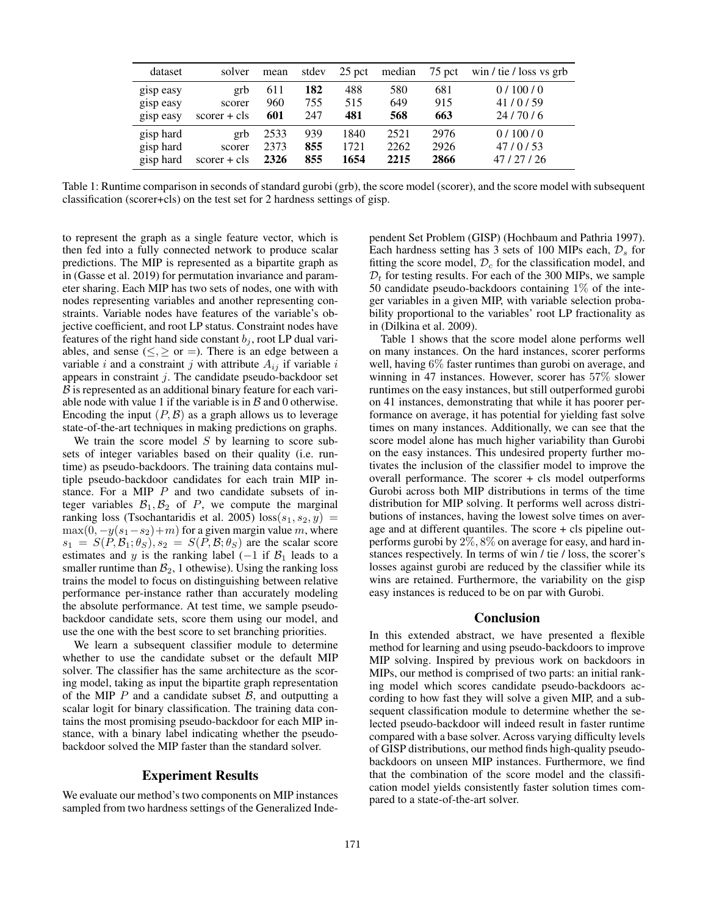| dataset | solver | mean | stdev | 25 pct | median | 75 pct | win / tie / loss vs grb |
|---|---|---|---|---|---|---|---|
| gisp easy | grb | 611 | **182** | 488 | 580 | 681 | 0 / 100 / 0 |
| gisp easy | scorer | 960 | 755 | 515 | 649 | 915 | 41 / 0 / 59 |
| gisp easy | scorer + cls | **601** | 247 | **481** | **568** | **663** | 24 / 70 / 6 |
| gisp hard | grb | 2533 | 939 | 1840 | 2521 | 2976 | 0 / 100 / 0 |
| gisp hard | scorer | 2373 | **855** | 1721 | 2262 | 2926 | 47 / 0 / 53 |
| gisp hard | scorer + cls | **2326** | **855** | **1654** | **2215** | **2866** | 47 / 27 / 26 |

Table 1: Runtime comparison in seconds of standard gurobi (grb), the score model (scorer), and the score model with subsequent classification (scorer+cls) on the test set for 2 hardness settings of gisp.

to represent the graph as a single feature vector, which is then fed into a fully connected network to produce scalar predictions. The MIP is represented as a bipartite graph as in (Gasse et al. 2019) for permutation invariance and parameter sharing. Each MIP has two sets of nodes, one with with nodes representing variables and another representing constraints. Variable nodes have features of the variable's objective coefficient, and root LP status. Constraint nodes have features of the right hand side constant $b_j$, root LP dual variables, and sense ($\leq, \geq$ or $=$). There is an edge between a variable $i$ and a constraint $j$ with attribute $A_{ij}$ if variable $i$ appears in constraint $j$. The candidate pseudo-backdoor set $\mathcal{B}$ is represented as an additional binary feature for each variable node with value 1 if the variable is in $\mathcal{B}$ and 0 otherwise. Encoding the input $(P, \mathcal{B})$ as a graph allows us to leverage state-of-the-art techniques in making predictions on graphs.

We train the score model $S$ by learning to score subsets of integer variables based on their quality (i.e. runtime) as pseudo-backdoors. The training data contains multiple pseudo-backdoor candidates for each train MIP instance. For a MIP $P$ and two candidate subsets of integer variables $\mathcal{B}_1, \mathcal{B}_2$ of $P$, we compute the marginal ranking loss (Tsochantaridis et al. 2005) $\text{loss}(s_1, s_2, y) = \max(0, -y(s_1 - s_2) + m)$ for a given margin value $m$, where $s_1 = S(P, \mathcal{B}_1; \theta_S), s_2 = S(P, \mathcal{B}; \theta_S)$ are the scalar score estimates and $y$ is the ranking label ($-1$ if $\mathcal{B}_1$ leads to a smaller runtime than $\mathcal{B}_2$, 1 othewise). Using the ranking loss trains the model to focus on distinguishing between relative performance per-instance rather than accurately modeling the absolute performance. At test time, we sample pseudo-backdoor candidate sets, score them using our model, and use the one with the best score to set branching priorities.

We learn a subsequent classifier module to determine whether to use the candidate subset or the default MIP solver. The classifier has the same architecture as the scoring model, taking as input the bipartite graph representation of the MIP $P$ and a candidate subset $\mathcal{B}$, and outputting a scalar logit for binary classification. The training data contains the most promising pseudo-backdoor for each MIP instance, with a binary label indicating whether the pseudo-backdoor solved the MIP faster than the standard solver.

## Experiment Results

We evaluate our method's two components on MIP instances sampled from two hardness settings of the Generalized Independent Set Problem (GISP) (Hochbaum and Pathria 1997). Each hardness setting has 3 sets of 100 MIPs each, $\mathcal{D}_s$ for fitting the score model, $\mathcal{D}_c$ for the classification model, and $\mathcal{D}_t$ for testing results. For each of the 300 MIPs, we sample 50 candidate pseudo-backdoors containing 1% of the integer variables in a given MIP, with variable selection probability proportional to the variables' root LP fractionality as in (Dilkina et al. 2009).

Table 1 shows that the score model alone performs well on many instances. On the hard instances, scorer performs well, having 6% faster runtimes than gurobi on average, and winning in 47 instances. However, scorer has 57% slower runtimes on the easy instances, but still outperformed gurobi on 41 instances, demonstrating that while it has poorer performance on average, it has potential for yielding fast solve times on many instances. Additionally, we can see that the score model alone has much higher variability than Gurobi on the easy instances. This undesired property further motivates the inclusion of the classifier model to improve the overall performance. The scorer + cls model outperforms Gurobi across both MIP distributions in terms of the time distribution for MIP solving. It performs well across distributions of instances, having the lowest solve times on average and at different quantiles. The score + cls pipeline outperforms gurobi by 2%, 8% on average for easy, and hard instances respectively. In terms of win / tie / loss, the scorer's losses against gurobi are reduced by the classifier while its wins are retained. Furthermore, the variability on the gisp easy instances is reduced to be on par with Gurobi.

## Conclusion

In this extended abstract, we have presented a flexible method for learning and using pseudo-backdoors to improve MIP solving. Inspired by previous work on backdoors in MIPs, our method is comprised of two parts: an initial ranking model which scores candidate pseudo-backdoors according to how fast they will solve a given MIP, and a subsequent classification module to determine whether the selected pseudo-backdoor will indeed result in faster runtime compared with a base solver. Across varying difficulty levels of GISP distributions, our method finds high-quality pseudo-backdoors on unseen MIP instances. Furthermore, we find that the combination of the score model and the classification model yields consistently faster solution times compared to a state-of-the-art solver.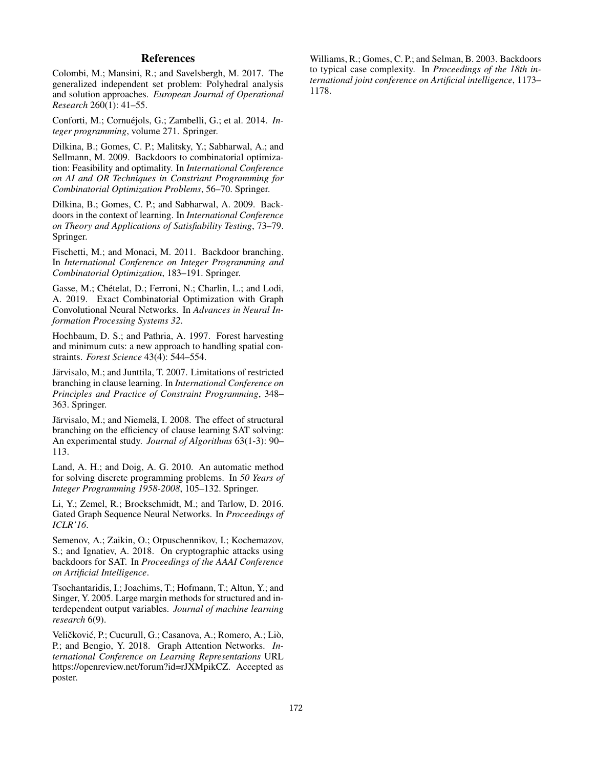## References

Colombi, M.; Mansini, R.; and Savelsbergh, M. 2017. The generalized independent set problem: Polyhedral analysis and solution approaches. *European Journal of Operational Research* 260(1): 41–55.

Conforti, M.; Cornuéjols, G.; Zambelli, G.; et al. 2014. *Integer programming*, volume 271. Springer.

Dilkina, B.; Gomes, C. P.; Malitsky, Y.; Sabharwal, A.; and Sellmann, M. 2009. Backdoors to combinatorial optimization: Feasibility and optimality. In *International Conference on AI and OR Techniques in Constriant Programming for Combinatorial Optimization Problems*, 56–70. Springer.

Dilkina, B.; Gomes, C. P.; and Sabharwal, A. 2009. Backdoors in the context of learning. In *International Conference on Theory and Applications of Satisfiability Testing*, 73–79. Springer.

Fischetti, M.; and Monaci, M. 2011. Backdoor branching. In *International Conference on Integer Programming and Combinatorial Optimization*, 183–191. Springer.

Gasse, M.; Chételat, D.; Ferroni, N.; Charlin, L.; and Lodi, A. 2019. Exact Combinatorial Optimization with Graph Convolutional Neural Networks. In *Advances in Neural Information Processing Systems 32*.

Hochbaum, D. S.; and Pathria, A. 1997. Forest harvesting and minimum cuts: a new approach to handling spatial constraints. *Forest Science* 43(4): 544–554.

Järvisalo, M.; and Junttila, T. 2007. Limitations of restricted branching in clause learning. In *International Conference on Principles and Practice of Constraint Programming*, 348–363. Springer.

Järvisalo, M.; and Niemelä, I. 2008. The effect of structural branching on the efficiency of clause learning SAT solving: An experimental study. *Journal of Algorithms* 63(1-3): 90–113.

Land, A. H.; and Doig, A. G. 2010. An automatic method for solving discrete programming problems. In *50 Years of Integer Programming 1958-2008*, 105–132. Springer.

Li, Y.; Zemel, R.; Brockschmidt, M.; and Tarlow, D. 2016. Gated Graph Sequence Neural Networks. In *Proceedings of ICLR'16*.

Semenov, A.; Zaikin, O.; Otpuschennikov, I.; Kochemazov, S.; and Ignatiev, A. 2018. On cryptographic attacks using backdoors for SAT. In *Proceedings of the AAAI Conference on Artificial Intelligence*.

Tsochantaridis, I.; Joachims, T.; Hofmann, T.; Altun, Y.; and Singer, Y. 2005. Large margin methods for structured and interdependent output variables. *Journal of machine learning research* 6(9).

Veličković, P.; Cucurull, G.; Casanova, A.; Romero, A.; Liò, P.; and Bengio, Y. 2018. Graph Attention Networks. *International Conference on Learning Representations* URL https://openreview.net/forum?id=rJXMpikCZ. Accepted as poster.

Williams, R.; Gomes, C. P.; and Selman, B. 2003. Backdoors to typical case complexity. In *Proceedings of the 18th international joint conference on Artificial intelligence*, 1173–1178.